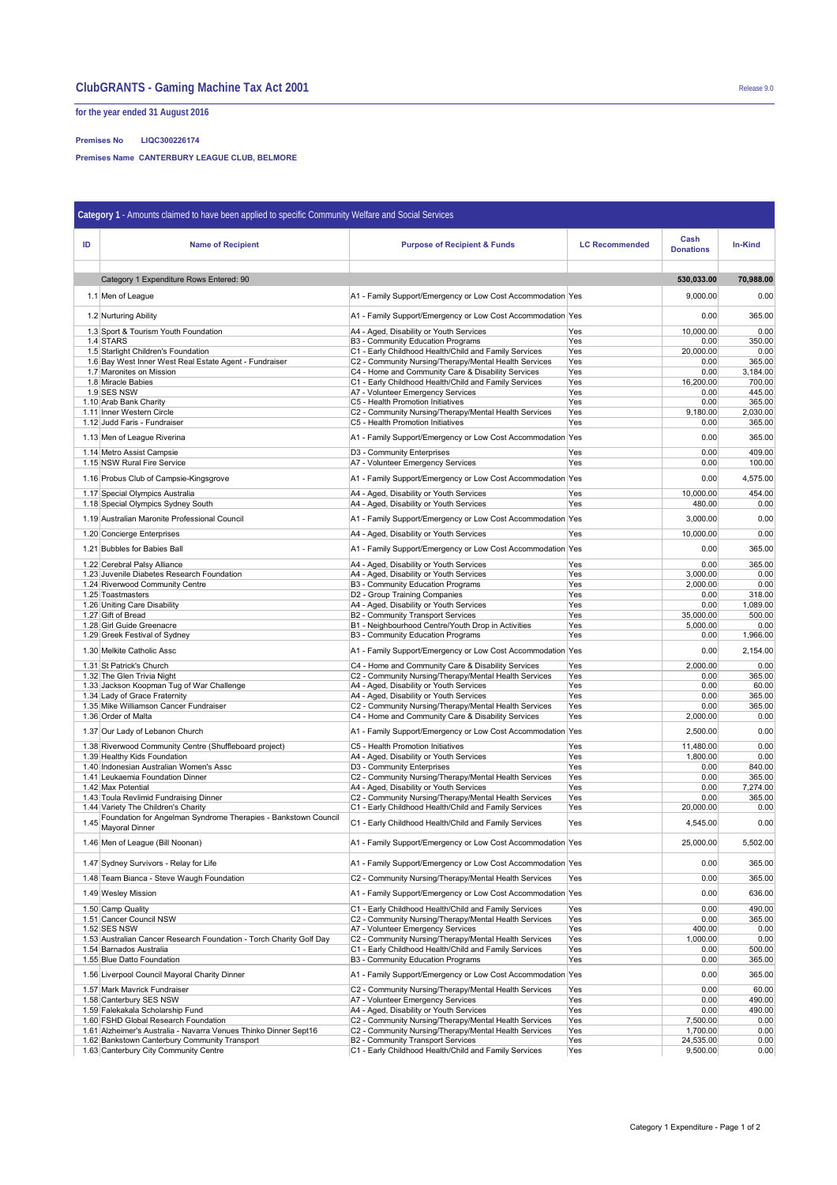# ClubGRANTS - Gaming Machine Tax Act 2001

Release 9.0

**for the year ended 31 August 2016**

**Premises No** LIQC300226174

**Premises Name** CANTERBURY LEAGUE CLUB, BELMORE

## Category 1 - Amounts claimed to have been applied to specific Community Welfare and Social Services

| ID | Name of Recipient | Purpose of Recipient & Funds | LC Recommended | Cash Donations | In-Kind |
|---|---|---|---|---|---|
| | Category 1 Expenditure Rows Entered: 90 | | | 530,033.00 | 70,988.00 |
| 1.1 | Men of League | A1 - Family Support/Emergency or Low Cost Accommodation | Yes | 9,000.00 | 0.00 |
| 1.2 | Nurturing Ability | A1 - Family Support/Emergency or Low Cost Accommodation | Yes | 0.00 | 365.00 |
| 1.3 | Sport & Tourism Youth Foundation | A4 - Aged, Disability or Youth Services | Yes | 10,000.00 | 0.00 |
| 1.4 | STARS | B3 - Community Education Programs | Yes | 0.00 | 350.00 |
| 1.5 | Starlight Children's Foundation | C1 - Early Childhood Health/Child and Family Services | Yes | 20,000.00 | 0.00 |
| 1.6 | Bay West Inner West Real Estate Agent - Fundraiser | C2 - Community Nursing/Therapy/Mental Health Services | Yes | 0.00 | 365.00 |
| 1.7 | Maronites on Mission | C4 - Home and Community Care & Disability Services | Yes | 0.00 | 3,184.00 |
| 1.8 | Miracle Babies | C1 - Early Childhood Health/Child and Family Services | Yes | 16,200.00 | 700.00 |
| 1.9 | SES NSW | A7 - Volunteer Emergency Services | Yes | 0.00 | 445.00 |
| 1.10 | Arab Bank Charity | C5 - Health Promotion Initiatives | Yes | 0.00 | 365.00 |
| 1.11 | Inner Western Circle | C2 - Community Nursing/Therapy/Mental Health Services | Yes | 9,180.00 | 2,030.00 |
| 1.12 | Judd Faris - Fundraiser | C5 - Health Promotion Initiatives | Yes | 0.00 | 365.00 |
| 1.13 | Men of League Riverina | A1 - Family Support/Emergency or Low Cost Accommodation | Yes | 0.00 | 365.00 |
| 1.14 | Metro Assist Campsie | D3 - Community Enterprises | Yes | 0.00 | 409.00 |
| 1.15 | NSW Rural Fire Service | A7 - Volunteer Emergency Services | Yes | 0.00 | 100.00 |
| 1.16 | Probus Club of Campsie-Kingsgrove | A1 - Family Support/Emergency or Low Cost Accommodation | Yes | 0.00 | 4,575.00 |
| 1.17 | Special Olympics Australia | A4 - Aged, Disability or Youth Services | Yes | 10,000.00 | 454.00 |
| 1.18 | Special Olympics Sydney South | A4 - Aged, Disability or Youth Services | Yes | 480.00 | 0.00 |
| 1.19 | Australian Maronite Professional Council | A1 - Family Support/Emergency or Low Cost Accommodation | Yes | 3,000.00 | 0.00 |
| 1.20 | Concierge Enterprises | A4 - Aged, Disability or Youth Services | Yes | 10,000.00 | 0.00 |
| 1.21 | Bubbles for Babies Ball | A1 - Family Support/Emergency or Low Cost Accommodation | Yes | 0.00 | 365.00 |
| 1.22 | Cerebral Palsy Alliance | A4 - Aged, Disability or Youth Services | Yes | 0.00 | 365.00 |
| 1.23 | Juvenile Diabetes Research Foundation | A4 - Aged, Disability or Youth Services | Yes | 3,000.00 | 0.00 |
| 1.24 | Riverwood Community Centre | B3 - Community Education Programs | Yes | 2,000.00 | 0.00 |
| 1.25 | Toastmasters | D2 - Group Training Companies | Yes | 0.00 | 318.00 |
| 1.26 | Uniting Care Disability | A4 - Aged, Disability or Youth Services | Yes | 0.00 | 1,089.00 |
| 1.27 | Gift of Bread | B2 - Community Transport Services | Yes | 35,000.00 | 500.00 |
| 1.28 | Girl Guide Greenacre | B1 - Neighbourhood Centre/Youth Drop in Activities | Yes | 5,000.00 | 0.00 |
| 1.29 | Greek Festival of Sydney | B3 - Community Education Programs | Yes | 0.00 | 1,966.00 |
| 1.30 | Melkite Catholic Assc | A1 - Family Support/Emergency or Low Cost Accommodation | Yes | 0.00 | 2,154.00 |
| 1.31 | St Patrick's Church | C4 - Home and Community Care & Disability Services | Yes | 2,000.00 | 0.00 |
| 1.32 | The Glen Trivia Night | C2 - Community Nursing/Therapy/Mental Health Services | Yes | 0.00 | 365.00 |
| 1.33 | Jackson Koopman Tug of War Challenge | A4 - Aged, Disability or Youth Services | Yes | 0.00 | 60.00 |
| 1.34 | Lady of Grace Fraternity | A4 - Aged, Disability or Youth Services | Yes | 0.00 | 365.00 |
| 1.35 | Mike Williamson Cancer Fundraiser | C2 - Community Nursing/Therapy/Mental Health Services | Yes | 0.00 | 365.00 |
| 1.36 | Order of Malta | C4 - Home and Community Care & Disability Services | Yes | 2,000.00 | 0.00 |
| 1.37 | Our Lady of Lebanon Church | A1 - Family Support/Emergency or Low Cost Accommodation | Yes | 2,500.00 | 0.00 |
| 1.38 | Riverwood Community Centre (Shuffleboard project) | C5 - Health Promotion Initiatives | Yes | 11,480.00 | 0.00 |
| 1.39 | Healthy Kids Foundation | A4 - Aged, Disability or Youth Services | Yes | 1,800.00 | 0.00 |
| 1.40 | Indonesian Australian Women's Assc | D3 - Community Enterprises | Yes | 0.00 | 840.00 |
| 1.41 | Leukaemia Foundation Dinner | C2 - Community Nursing/Therapy/Mental Health Services | Yes | 0.00 | 365.00 |
| 1.42 | Max Potential | A4 - Aged, Disability or Youth Services | Yes | 0.00 | 7,274.00 |
| 1.43 | Toula Revlimid Fundraising Dinner | C2 - Community Nursing/Therapy/Mental Health Services | Yes | 0.00 | 365.00 |
| 1.44 | Variety The Children's Charity | C1 - Early Childhood Health/Child and Family Services | Yes | 20,000.00 | 0.00 |
| 1.45 | Foundation for Angelman Syndrome Therapies - Bankstown Council Mayoral Dinner | C1 - Early Childhood Health/Child and Family Services | Yes | 4,545.00 | 0.00 |
| 1.46 | Men of League (Bill Noonan) | A1 - Family Support/Emergency or Low Cost Accommodation | Yes | 25,000.00 | 5,502.00 |
| 1.47 | Sydney Survivors - Relay for Life | A1 - Family Support/Emergency or Low Cost Accommodation | Yes | 0.00 | 365.00 |
| 1.48 | Team Bianca - Steve Waugh Foundation | C2 - Community Nursing/Therapy/Mental Health Services | Yes | 0.00 | 365.00 |
| 1.49 | Wesley Mission | A1 - Family Support/Emergency or Low Cost Accommodation | Yes | 0.00 | 636.00 |
| 1.50 | Camp Quality | C1 - Early Childhood Health/Child and Family Services | Yes | 0.00 | 490.00 |
| 1.51 | Cancer Council NSW | C2 - Community Nursing/Therapy/Mental Health Services | Yes | 0.00 | 365.00 |
| 1.52 | SES NSW | A7 - Volunteer Emergency Services | Yes | 400.00 | 0.00 |
| 1.53 | Australian Cancer Research Foundation - Torch Charity Golf Day | C2 - Community Nursing/Therapy/Mental Health Services | Yes | 1,000.00 | 0.00 |
| 1.54 | Barnados Australia | C1 - Early Childhood Health/Child and Family Services | Yes | 0.00 | 500.00 |
| 1.55 | Blue Datto Foundation | B3 - Community Education Programs | Yes | 0.00 | 365.00 |
| 1.56 | Liverpool Council Mayoral Charity Dinner | A1 - Family Support/Emergency or Low Cost Accommodation | Yes | 0.00 | 365.00 |
| 1.57 | Mark Mavrick Fundraiser | C2 - Community Nursing/Therapy/Mental Health Services | Yes | 0.00 | 60.00 |
| 1.58 | Canterbury SES NSW | A7 - Volunteer Emergency Services | Yes | 0.00 | 490.00 |
| 1.59 | Falekakala Scholarship Fund | A4 - Aged, Disability or Youth Services | Yes | 0.00 | 490.00 |
| 1.60 | FSHD Global Research Foundation | C2 - Community Nursing/Therapy/Mental Health Services | Yes | 7,500.00 | 0.00 |
| 1.61 | Alzheimer's Australia - Navarra Venues Thinko Dinner Sept16 | C2 - Community Nursing/Therapy/Mental Health Services | Yes | 1,700.00 | 0.00 |
| 1.62 | Bankstown Canterbury Community Transport | B2 - Community Transport Services | Yes | 24,535.00 | 0.00 |
| 1.63 | Canterbury City Community Centre | C1 - Early Childhood Health/Child and Family Services | Yes | 9,500.00 | 0.00 |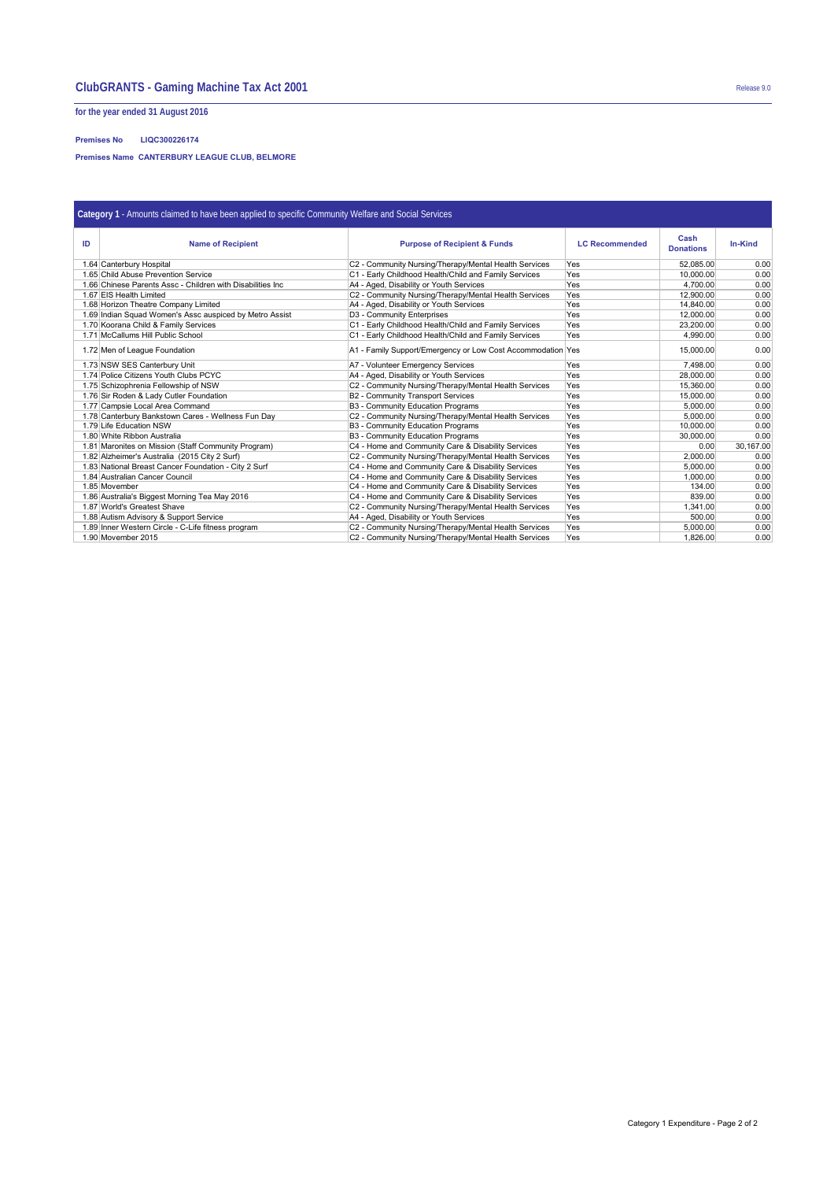## ClubGRANTS - Gaming Machine Tax Act 2001

Release 9.0

**for the year ended 31 August 2016**

**Premises No** LIQC300226174

**Premises Name** CANTERBURY LEAGUE CLUB, BELMORE

**Category 1** - Amounts claimed to have been applied to specific Community Welfare and Social Services

| ID | Name of Recipient | Purpose of Recipient & Funds | LC Recommended | Cash Donations | In-Kind |
|---|---|---|---|---|---|
| 1.64 | Canterbury Hospital | C2 - Community Nursing/Therapy/Mental Health Services | Yes | 52,085.00 | 0.00 |
| 1.65 | Child Abuse Prevention Service | C1 - Early Childhood Health/Child and Family Services | Yes | 10,000.00 | 0.00 |
| 1.66 | Chinese Parents Assc - Children with Disabilities Inc | A4 - Aged, Disability or Youth Services | Yes | 4,700.00 | 0.00 |
| 1.67 | EIS Health Limited | C2 - Community Nursing/Therapy/Mental Health Services | Yes | 12,900.00 | 0.00 |
| 1.68 | Horizon Theatre Company Limited | A4 - Aged, Disability or Youth Services | Yes | 14,840.00 | 0.00 |
| 1.69 | Indian Squad Women's Assc auspiced by Metro Assist | D3 - Community Enterprises | Yes | 12,000.00 | 0.00 |
| 1.70 | Koorana Child & Family Services | C1 - Early Childhood Health/Child and Family Services | Yes | 23,200.00 | 0.00 |
| 1.71 | McCallums Hill Public School | C1 - Early Childhood Health/Child and Family Services | Yes | 4,990.00 | 0.00 |
| 1.72 | Men of League Foundation | A1 - Family Support/Emergency or Low Cost Accommodation | Yes | 15,000.00 | 0.00 |
| 1.73 | NSW SES Canterbury Unit | A7 - Volunteer Emergency Services | Yes | 7,498.00 | 0.00 |
| 1.74 | Police Citizens Youth Clubs PCYC | A4 - Aged, Disability or Youth Services | Yes | 28,000.00 | 0.00 |
| 1.75 | Schizophrenia Fellowship of NSW | C2 - Community Nursing/Therapy/Mental Health Services | Yes | 15,360.00 | 0.00 |
| 1.76 | Sir Roden & Lady Cutler Foundation | B2 - Community Transport Services | Yes | 15,000.00 | 0.00 |
| 1.77 | Campsie Local Area Command | B3 - Community Education Programs | Yes | 5,000.00 | 0.00 |
| 1.78 | Canterbury Bankstown Cares - Wellness Fun Day | C2 - Community Nursing/Therapy/Mental Health Services | Yes | 5,000.00 | 0.00 |
| 1.79 | Life Education NSW | B3 - Community Education Programs | Yes | 10,000.00 | 0.00 |
| 1.80 | White Ribbon Australia | B3 - Community Education Programs | Yes | 30,000.00 | 0.00 |
| 1.81 | Maronites on Mission (Staff Community Program) | C4 - Home and Community Care & Disability Services | Yes | 0.00 | 30,167.00 |
| 1.82 | Alzheimer's Australia (2015 City 2 Surf) | C2 - Community Nursing/Therapy/Mental Health Services | Yes | 2,000.00 | 0.00 |
| 1.83 | National Breast Cancer Foundation - City 2 Surf | C4 - Home and Community Care & Disability Services | Yes | 5,000.00 | 0.00 |
| 1.84 | Australian Cancer Council | C4 - Home and Community Care & Disability Services | Yes | 1,000.00 | 0.00 |
| 1.85 | Movember | C4 - Home and Community Care & Disability Services | Yes | 134.00 | 0.00 |
| 1.86 | Australia's Biggest Morning Tea May 2016 | C4 - Home and Community Care & Disability Services | Yes | 839.00 | 0.00 |
| 1.87 | World's Greatest Shave | C2 - Community Nursing/Therapy/Mental Health Services | Yes | 1,341.00 | 0.00 |
| 1.88 | Autism Advisory & Support Service | A4 - Aged, Disability or Youth Services | Yes | 500.00 | 0.00 |
| 1.89 | Inner Western Circle - C-Life fitness program | C2 - Community Nursing/Therapy/Mental Health Services | Yes | 5,000.00 | 0.00 |
| 1.90 | Movember 2015 | C2 - Community Nursing/Therapy/Mental Health Services | Yes | 1,826.00 | 0.00 |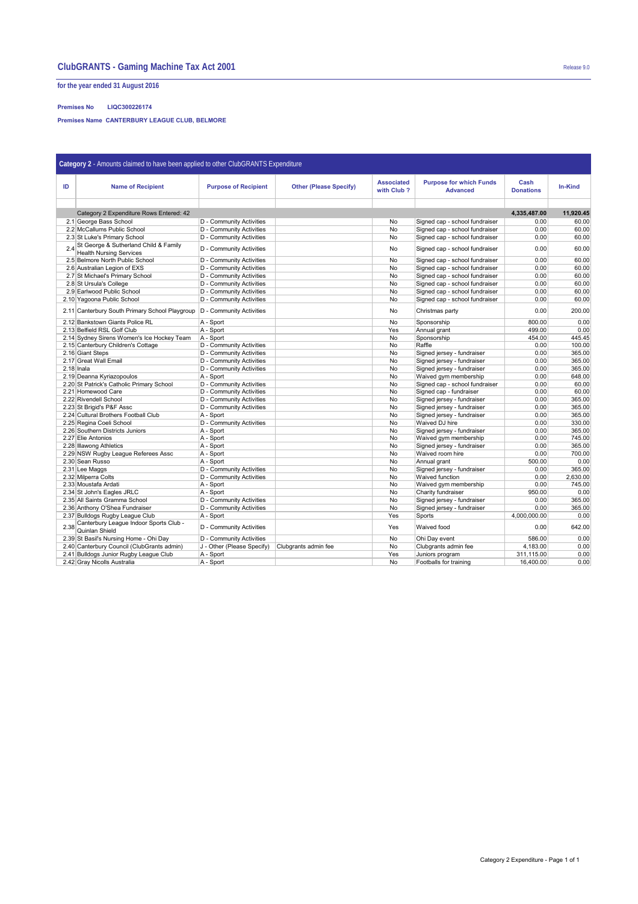## ClubGRANTS - Gaming Machine Tax Act 2001

Release 9.0

**for the year ended 31 August 2016**

**Premises No** LIQC300226174

**Premises Name** CANTERBURY LEAGUE CLUB, BELMORE

### Category 2 - Amounts claimed to have been applied to other ClubGRANTS Expenditure

| ID | Name of Recipient | Purpose of Recipient | Other (Please Specify) | Associated with Club ? | Purpose for which Funds Advanced | Cash Donations | In-Kind |
|---|---|---|---|---|---|---|---|
| | Category 2 Expenditure Rows Entered: 42 | | | | | **4,335,487.00** | **11,920.45** |
| 2.1 | George Bass School | D - Community Activities | | No | Signed cap - school fundraiser | 0.00 | 60.00 |
| 2.2 | McCallums Public School | D - Community Activities | | No | Signed cap - school fundraiser | 0.00 | 60.00 |
| 2.3 | St Luke's Primary School | D - Community Activities | | No | Signed cap - school fundraiser | 0.00 | 60.00 |
| 2.4 | St George & Sutherland Child & Family Health Nursing Services | D - Community Activities | | No | Signed cap - school fundraiser | 0.00 | 60.00 |
| 2.5 | Belmore North Public School | D - Community Activities | | No | Signed cap - school fundraiser | 0.00 | 60.00 |
| 2.6 | Australian Legion of EXS | D - Community Activities | | No | Signed cap - school fundraiser | 0.00 | 60.00 |
| 2.7 | St Michael's Primary School | D - Community Activities | | No | Signed cap - school fundraiser | 0.00 | 60.00 |
| 2.8 | St Ursula's College | D - Community Activities | | No | Signed cap - school fundraiser | 0.00 | 60.00 |
| 2.9 | Earlwood Public School | D - Community Activities | | No | Signed cap - school fundraiser | 0.00 | 60.00 |
| 2.10 | Yagoona Public School | D - Community Activities | | No | Signed cap - school fundraiser | 0.00 | 60.00 |
| 2.11 | Canterbury South Primary School Playgroup | D - Community Activities | | No | Christmas party | 0.00 | 200.00 |
| 2.12 | Bankstown Giants Police RL | A - Sport | | No | Sponsorship | 800.00 | 0.00 |
| 2.13 | Belfield RSL Golf Club | A - Sport | | Yes | Annual grant | 499.00 | 0.00 |
| 2.14 | Sydney Sirens Women's Ice Hockey Team | A - Sport | | No | Sponsorship | 454.00 | 445.45 |
| 2.15 | Canterbury Children's Cottage | D - Community Activities | | No | Raffle | 0.00 | 100.00 |
| 2.16 | Giant Steps | D - Community Activities | | No | Signed jersey - fundraiser | 0.00 | 365.00 |
| 2.17 | Great Wall Email | D - Community Activities | | No | Signed jersey - fundraiser | 0.00 | 365.00 |
| 2.18 | Inala | D - Community Activities | | No | Signed jersey - fundraiser | 0.00 | 365.00 |
| 2.19 | Deanna Kyriazopoulos | A - Sport | | No | Waived gym membership | 0.00 | 648.00 |
| 2.20 | St Patrick's Catholic Primary School | D - Community Activities | | No | Signed cap - school fundraiser | 0.00 | 60.00 |
| 2.21 | Homewood Care | D - Community Activities | | No | Signed cap - fundraiser | 0.00 | 60.00 |
| 2.22 | Rivendell School | D - Community Activities | | No | Signed jersey - fundraiser | 0.00 | 365.00 |
| 2.23 | St Brigid's P&F Assc | D - Community Activities | | No | Signed jersey - fundraiser | 0.00 | 365.00 |
| 2.24 | Cultural Brothers Football Club | A - Sport | | No | Signed jersey - fundraiser | 0.00 | 365.00 |
| 2.25 | Regina Coeli School | D - Community Activities | | No | Waived DJ hire | 0.00 | 330.00 |
| 2.26 | Southern Districts Juniors | A - Sport | | No | Signed jersey - fundraiser | 0.00 | 365.00 |
| 2.27 | Elie Antonios | A - Sport | | No | Waived gym membership | 0.00 | 745.00 |
| 2.28 | Illawong Athletics | A - Sport | | No | Signed jersey - fundraiser | 0.00 | 365.00 |
| 2.29 | NSW Rugby League Referees Assc | A - Sport | | No | Waived room hire | 0.00 | 700.00 |
| 2.30 | Sean Russo | A - Sport | | No | Annual grant | 500.00 | 0.00 |
| 2.31 | Lee Maggs | D - Community Activities | | No | Signed jersey - fundraiser | 0.00 | 365.00 |
| 2.32 | Milperra Colts | D - Community Activities | | No | Waived function | 0.00 | 2,630.00 |
| 2.33 | Moustafa Ardati | A - Sport | | No | Waived gym membership | 0.00 | 745.00 |
| 2.34 | St John's Eagles JRLC | A - Sport | | No | Charity fundraiser | 950.00 | 0.00 |
| 2.35 | All Saints Gramma School | D - Community Activities | | No | Signed jersey - fundraiser | 0.00 | 365.00 |
| 2.36 | Anthony O'Shea Fundraiser | D - Community Activities | | No | Signed jersey - fundraiser | 0.00 | 365.00 |
| 2.37 | Bulldogs Rugby League Club | A - Sport | | Yes | Sports | 4,000,000.00 | 0.00 |
| 2.38 | Canterbury League Indoor Sports Club - Quinlan Shield | D - Community Activities | | Yes | Waived food | 0.00 | 642.00 |
| 2.39 | St Basil's Nursing Home - Ohi Day | D - Community Activities | | No | Ohi Day event | 586.00 | 0.00 |
| 2.40 | Canterbury Council (ClubGrants admin) | J - Other (Please Specify) | Clubgrants admin fee | No | Clubgrants admin fee | 4,183.00 | 0.00 |
| 2.41 | Bulldogs Junior Rugby League Club | A - Sport | | Yes | Juniors program | 311,115.00 | 0.00 |
| 2.42 | Gray Nicolls Australia | A - Sport | | No | Footballs for training | 16,400.00 | 0.00 |

Category 2 Expenditure - Page 1 of 1